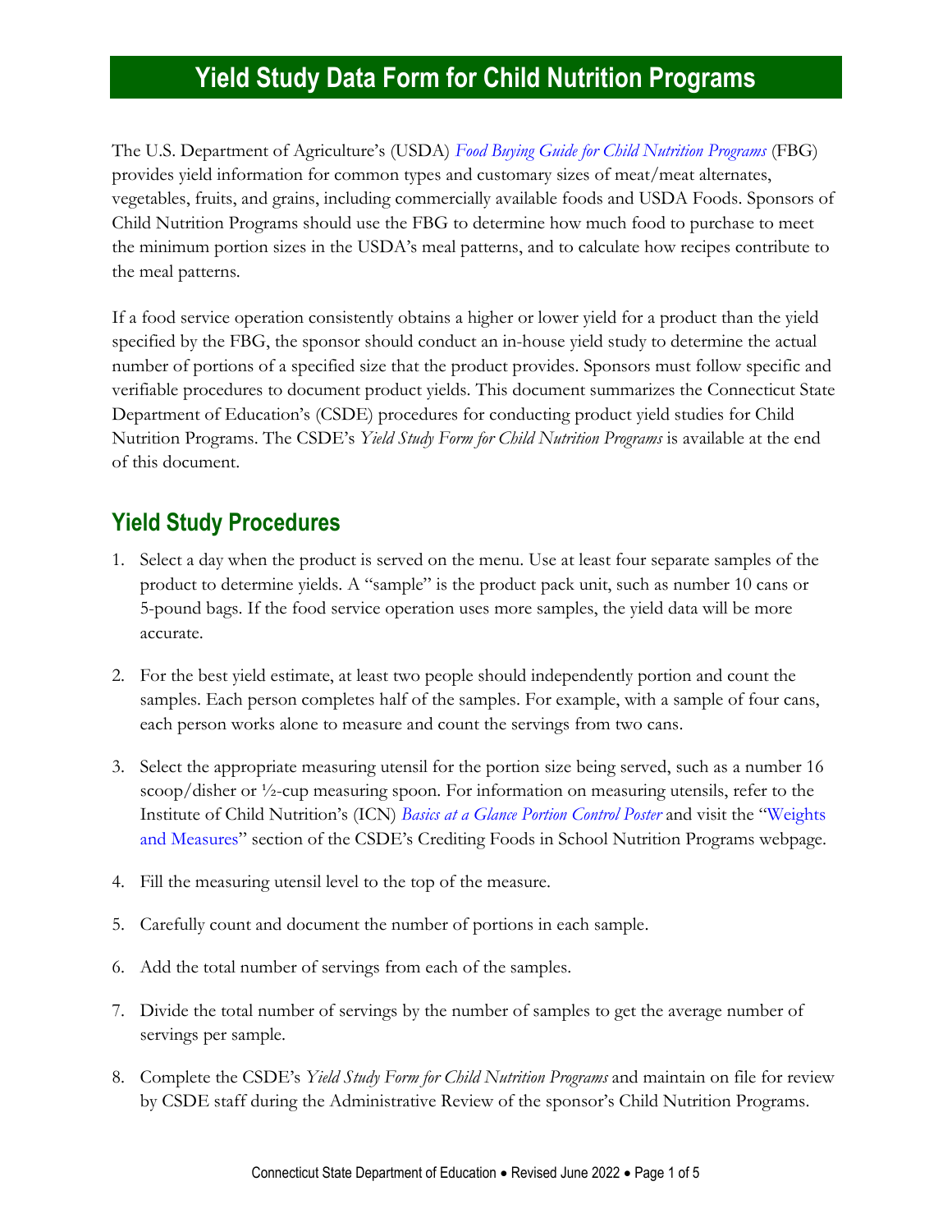# Yield Study Data Form for Child Nutrition Programs

The U.S. Department of Agriculture's (USDA) *Food Buying Guide for Child Nutrition Programs* (FBG) provides yield information for common types and customary sizes of meat/meat alternates, vegetables, fruits, and grains, including commercially available foods and USDA Foods. Sponsors of Child Nutrition Programs should use the FBG to determine how much food to purchase to meet the minimum portion sizes in the USDA's meal patterns, and to calculate how recipes contribute to the meal patterns.

If a food service operation consistently obtains a higher or lower yield for a product than the yield specified by the FBG, the sponsor should conduct an in-house yield study to determine the actual number of portions of a specified size that the product provides. Sponsors must follow specific and verifiable procedures to document product yields. This document summarizes the Connecticut State Department of Education's (CSDE) procedures for conducting product yield studies for Child Nutrition Programs. The CSDE's *Yield Study Form for Child Nutrition Programs* is available at the end of this document.

## Yield Study Procedures

1. Select a day when the product is served on the menu. Use at least four separate samples of the product to determine yields. A "sample" is the product pack unit, such as number 10 cans or 5-pound bags. If the food service operation uses more samples, the yield data will be more accurate.
2. For the best yield estimate, at least two people should independently portion and count the samples. Each person completes half of the samples. For example, with a sample of four cans, each person works alone to measure and count the servings from two cans.
3. Select the appropriate measuring utensil for the portion size being served, such as a number 16 scoop/disher or ½-cup measuring spoon. For information on measuring utensils, refer to the Institute of Child Nutrition's (ICN) *Basics at a Glance Portion Control Poster* and visit the "Weights and Measures" section of the CSDE's Crediting Foods in School Nutrition Programs webpage.
4. Fill the measuring utensil level to the top of the measure.
5. Carefully count and document the number of portions in each sample.
6. Add the total number of servings from each of the samples.
7. Divide the total number of servings by the number of samples to get the average number of servings per sample.
8. Complete the CSDE's *Yield Study Form for Child Nutrition Programs* and maintain on file for review by CSDE staff during the Administrative Review of the sponsor's Child Nutrition Programs.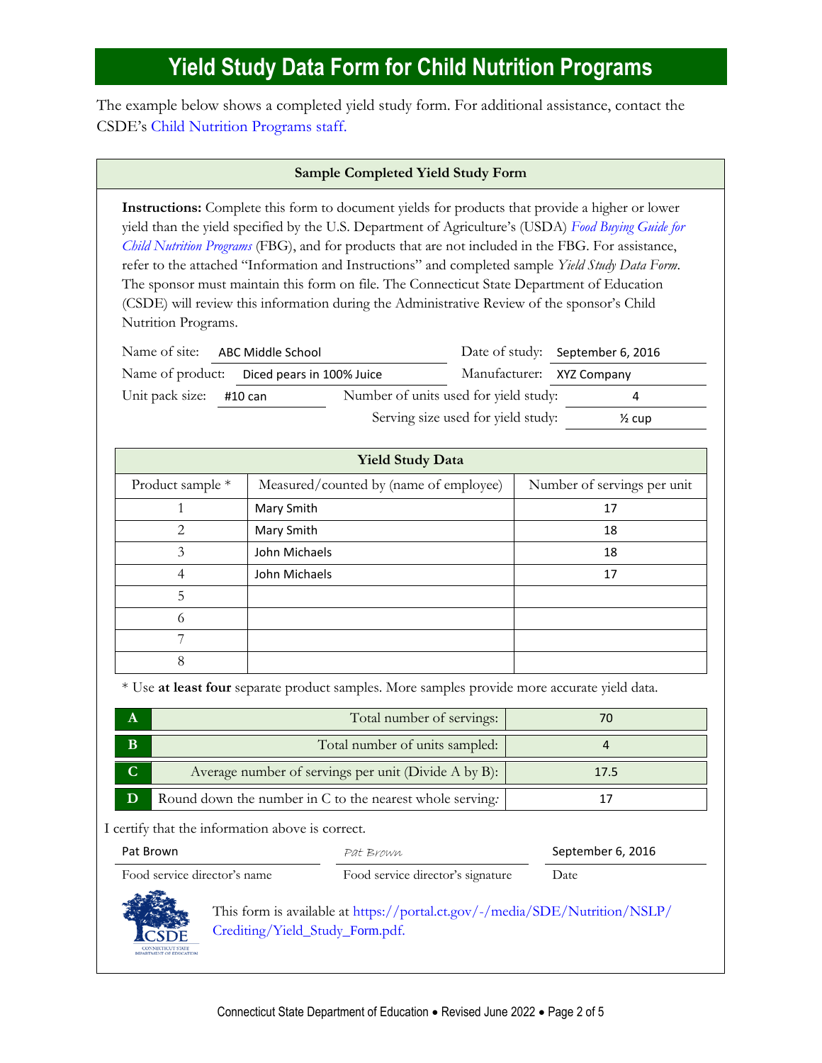# Yield Study Data Form for Child Nutrition Programs

The example below shows a completed yield study form. For additional assistance, contact the CSDE's Child Nutrition Programs staff.

## Sample Completed Yield Study Form

**Instructions:** Complete this form to document yields for products that provide a higher or lower yield than the yield specified by the U.S. Department of Agriculture's (USDA) *Food Buying Guide for Child Nutrition Programs* (FBG), and for products that are not included in the FBG. For assistance, refer to the attached "Information and Instructions" and completed sample *Yield Study Data Form*. The sponsor must maintain this form on file. The Connecticut State Department of Education (CSDE) will review this information during the Administrative Review of the sponsor's Child Nutrition Programs.

Name of site: ABC Middle School
Date of study: September 6, 2016
Name of product: Diced pears in 100% Juice
Manufacturer: XYZ Company
Unit pack size: #10 can
Number of units used for yield study: 4
Serving size used for yield study: ½ cup

**Yield Study Data**

| Product sample * | Measured/counted by (name of employee) | Number of servings per unit |
|---|---|---|
| 1 | Mary Smith | 17 |
| 2 | Mary Smith | 18 |
| 3 | John Michaels | 18 |
| 4 | John Michaels | 17 |
| 5 | | |
| 6 | | |
| 7 | | |
| 8 | | |

* Use **at least four** separate product samples. More samples provide more accurate yield data.

| | | |
|---|---|---|
| **A** | Total number of servings: | 70 |
| **B** | Total number of units sampled: | 4 |
| **C** | Average number of servings per unit (Divide A by B): | 17.5 |
| **D** | Round down the number in C to the nearest whole serving: | 17 |

I certify that the information above is correct.

| Pat Brown | *Pat Brown* | September 6, 2016 |
|---|---|---|
| Food service director's name | Food service director's signature | Date |

This form is available at https://portal.ct.gov/-/media/SDE/Nutrition/NSLP/Crediting/Yield_Study_Form.pdf.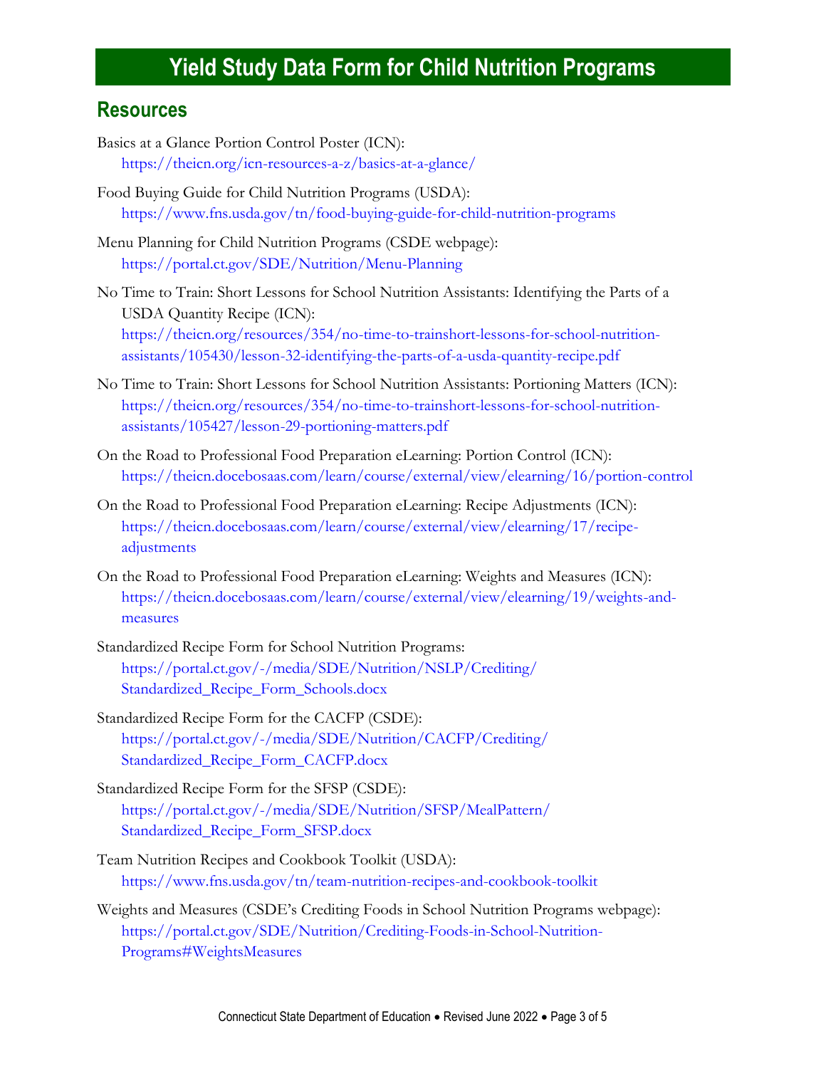# Yield Study Data Form for Child Nutrition Programs

## Resources

Basics at a Glance Portion Control Poster (ICN):
https://theicn.org/icn-resources-a-z/basics-at-a-glance/

Food Buying Guide for Child Nutrition Programs (USDA):
https://www.fns.usda.gov/tn/food-buying-guide-for-child-nutrition-programs

Menu Planning for Child Nutrition Programs (CSDE webpage):
https://portal.ct.gov/SDE/Nutrition/Menu-Planning

No Time to Train: Short Lessons for School Nutrition Assistants: Identifying the Parts of a USDA Quantity Recipe (ICN):
https://theicn.org/resources/354/no-time-to-trainshort-lessons-for-school-nutrition-assistants/105430/lesson-32-identifying-the-parts-of-a-usda-quantity-recipe.pdf

No Time to Train: Short Lessons for School Nutrition Assistants: Portioning Matters (ICN):
https://theicn.org/resources/354/no-time-to-trainshort-lessons-for-school-nutrition-assistants/105427/lesson-29-portioning-matters.pdf

On the Road to Professional Food Preparation eLearning: Portion Control (ICN):
https://theicn.docebosaas.com/learn/course/external/view/elearning/16/portion-control

On the Road to Professional Food Preparation eLearning: Recipe Adjustments (ICN):
https://theicn.docebosaas.com/learn/course/external/view/elearning/17/recipe-adjustments

On the Road to Professional Food Preparation eLearning: Weights and Measures (ICN):
https://theicn.docebosaas.com/learn/course/external/view/elearning/19/weights-and-measures

Standardized Recipe Form for School Nutrition Programs:
https://portal.ct.gov/-/media/SDE/Nutrition/NSLP/Crediting/Standardized_Recipe_Form_Schools.docx

Standardized Recipe Form for the CACFP (CSDE):
https://portal.ct.gov/-/media/SDE/Nutrition/CACFP/Crediting/Standardized_Recipe_Form_CACFP.docx

Standardized Recipe Form for the SFSP (CSDE):
https://portal.ct.gov/-/media/SDE/Nutrition/SFSP/MealPattern/Standardized_Recipe_Form_SFSP.docx

Team Nutrition Recipes and Cookbook Toolkit (USDA):
https://www.fns.usda.gov/tn/team-nutrition-recipes-and-cookbook-toolkit

Weights and Measures (CSDE's Crediting Foods in School Nutrition Programs webpage):
https://portal.ct.gov/SDE/Nutrition/Crediting-Foods-in-School-Nutrition-Programs#WeightsMeasures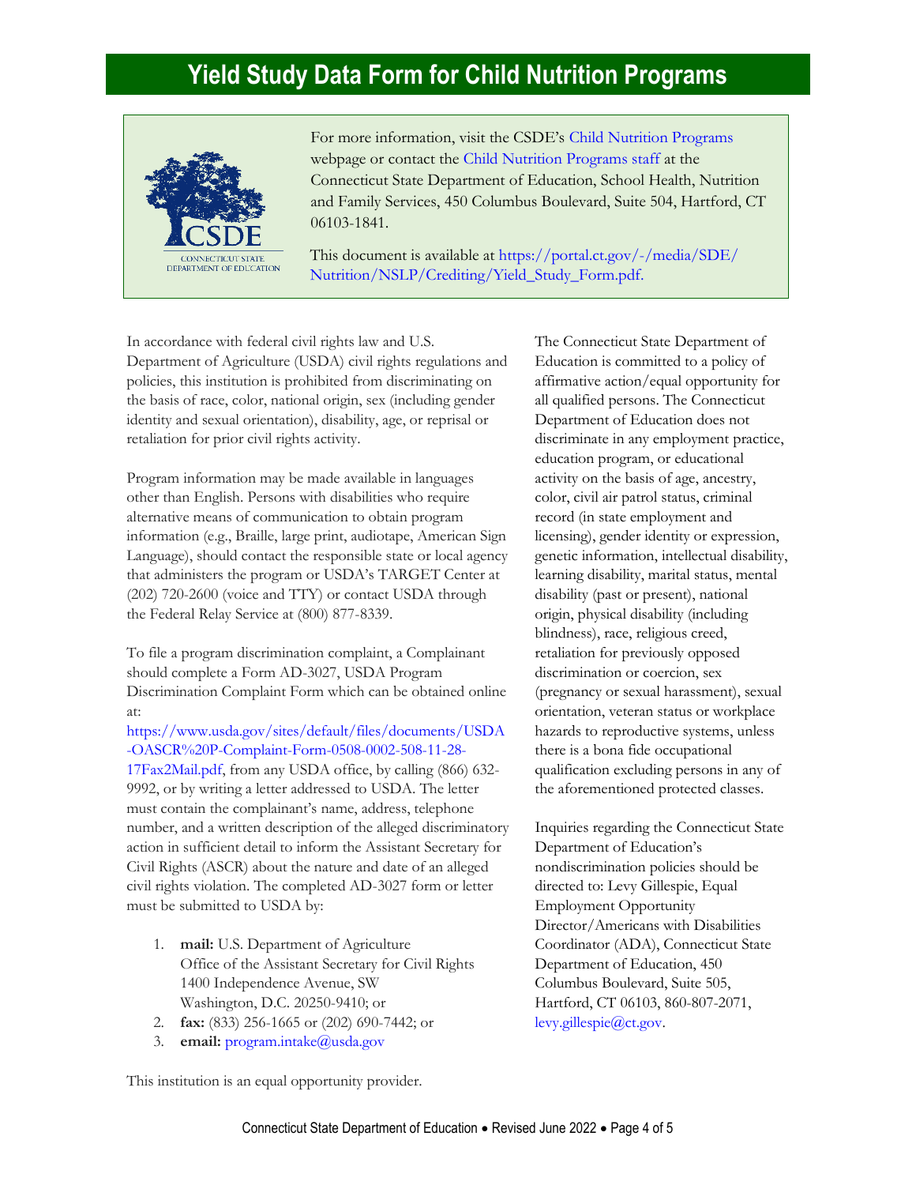# Yield Study Data Form for Child Nutrition Programs

For more information, visit the CSDE's Child Nutrition Programs webpage or contact the Child Nutrition Programs staff at the Connecticut State Department of Education, School Health, Nutrition and Family Services, 450 Columbus Boulevard, Suite 504, Hartford, CT 06103-1841.

This document is available at https://portal.ct.gov/-/media/SDE/Nutrition/NSLP/Crediting/Yield_Study_Form.pdf.

In accordance with federal civil rights law and U.S. Department of Agriculture (USDA) civil rights regulations and policies, this institution is prohibited from discriminating on the basis of race, color, national origin, sex (including gender identity and sexual orientation), disability, age, or reprisal or retaliation for prior civil rights activity.

Program information may be made available in languages other than English. Persons with disabilities who require alternative means of communication to obtain program information (e.g., Braille, large print, audiotape, American Sign Language), should contact the responsible state or local agency that administers the program or USDA's TARGET Center at (202) 720-2600 (voice and TTY) or contact USDA through the Federal Relay Service at (800) 877-8339.

To file a program discrimination complaint, a Complainant should complete a Form AD-3027, USDA Program Discrimination Complaint Form which can be obtained online at: https://www.usda.gov/sites/default/files/documents/USDA-OASCR%20P-Complaint-Form-0508-0002-508-11-28-17Fax2Mail.pdf, from any USDA office, by calling (866) 632-9992, or by writing a letter addressed to USDA. The letter must contain the complainant's name, address, telephone number, and a written description of the alleged discriminatory action in sufficient detail to inform the Assistant Secretary for Civil Rights (ASCR) about the nature and date of an alleged civil rights violation. The completed AD-3027 form or letter must be submitted to USDA by:

1. **mail:** U.S. Department of Agriculture
   Office of the Assistant Secretary for Civil Rights
   1400 Independence Avenue, SW
   Washington, D.C. 20250-9410; or
2. **fax:** (833) 256-1665 or (202) 690-7442; or
3. **email:** program.intake@usda.gov

This institution is an equal opportunity provider.

The Connecticut State Department of Education is committed to a policy of affirmative action/equal opportunity for all qualified persons. The Connecticut Department of Education does not discriminate in any employment practice, education program, or educational activity on the basis of age, ancestry, color, civil air patrol status, criminal record (in state employment and licensing), gender identity or expression, genetic information, intellectual disability, learning disability, marital status, mental disability (past or present), national origin, physical disability (including blindness), race, religious creed, retaliation for previously opposed discrimination or coercion, sex (pregnancy or sexual harassment), sexual orientation, veteran status or workplace hazards to reproductive systems, unless there is a bona fide occupational qualification excluding persons in any of the aforementioned protected classes.

Inquiries regarding the Connecticut State Department of Education's nondiscrimination policies should be directed to: Levy Gillespie, Equal Employment Opportunity Director/Americans with Disabilities Coordinator (ADA), Connecticut State Department of Education, 450 Columbus Boulevard, Suite 505, Hartford, CT 06103, 860-807-2071, levy.gillespie@ct.gov.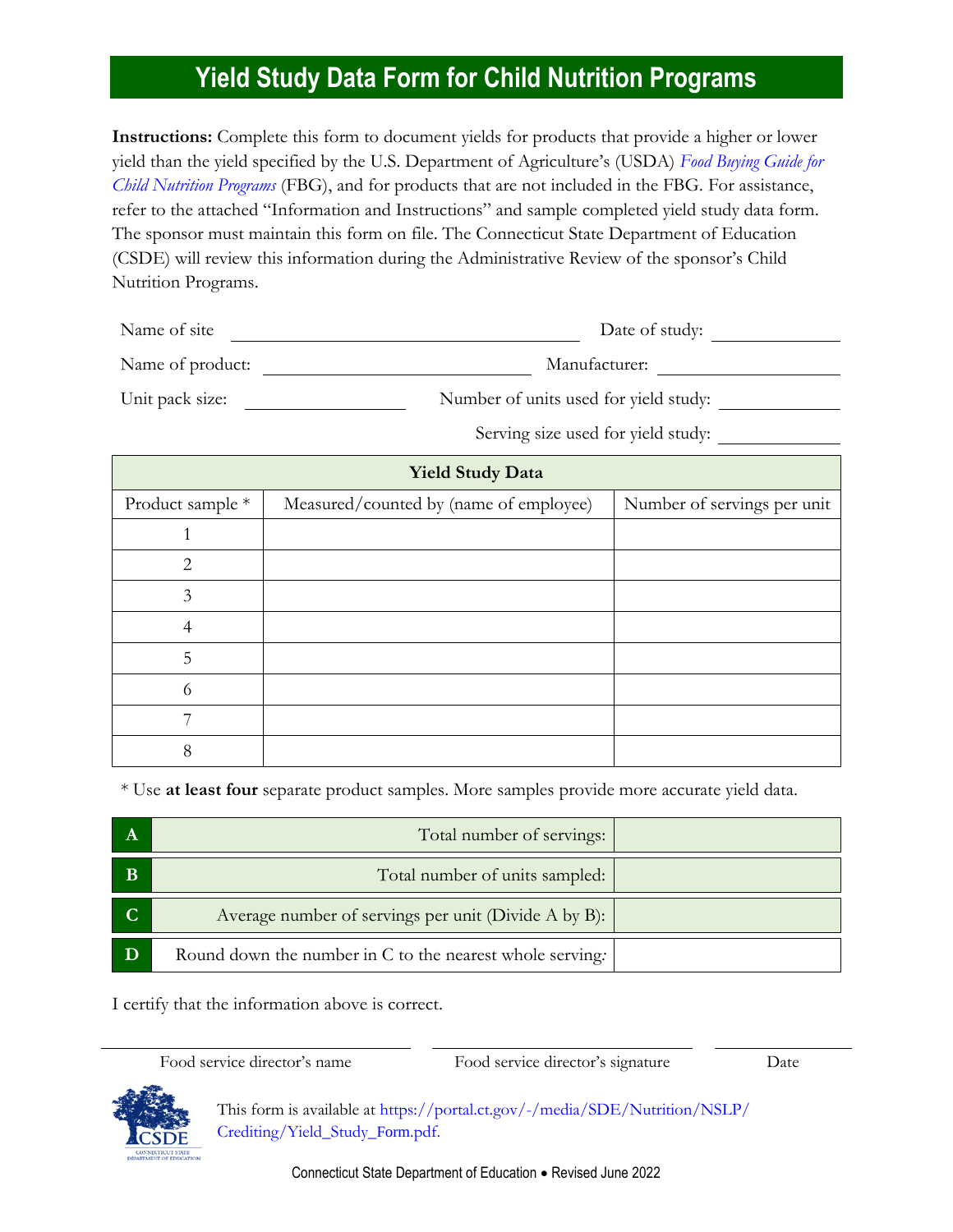# Yield Study Data Form for Child Nutrition Programs

**Instructions:** Complete this form to document yields for products that provide a higher or lower yield than the yield specified by the U.S. Department of Agriculture's (USDA) *Food Buying Guide for Child Nutrition Programs* (FBG), and for products that are not included in the FBG. For assistance, refer to the attached "Information and Instructions" and sample completed yield study data form. The sponsor must maintain this form on file. The Connecticut State Department of Education (CSDE) will review this information during the Administrative Review of the sponsor's Child Nutrition Programs.

Name of site ______________________ Date of study: ____________

Name of product: ______________________ Manufacturer: ____________

Unit pack size: ____________ Number of units used for yield study: ____________

Serving size used for yield study: ____________

| Yield Study Data | | |
|---|---|---|
| Product sample * | Measured/counted by (name of employee) | Number of servings per unit |
| 1 | | |
| 2 | | |
| 3 | | |
| 4 | | |
| 5 | | |
| 6 | | |
| 7 | | |
| 8 | | |

\* Use **at least four** separate product samples. More samples provide more accurate yield data.

| | | |
|---|---|---|
| **A** | Total number of servings: | |
| **B** | Total number of units sampled: | |
| **C** | Average number of servings per unit (Divide A by B): | |
| **D** | Round down the number in C to the nearest whole serving: | |

I certify that the information above is correct.

______________________ ______________________ ____________

Food service director's name — Food service director's signature — Date

This form is available at https://portal.ct.gov/-/media/SDE/Nutrition/NSLP/Crediting/Yield_Study_Form.pdf.

Connecticut State Department of Education • Revised June 2022